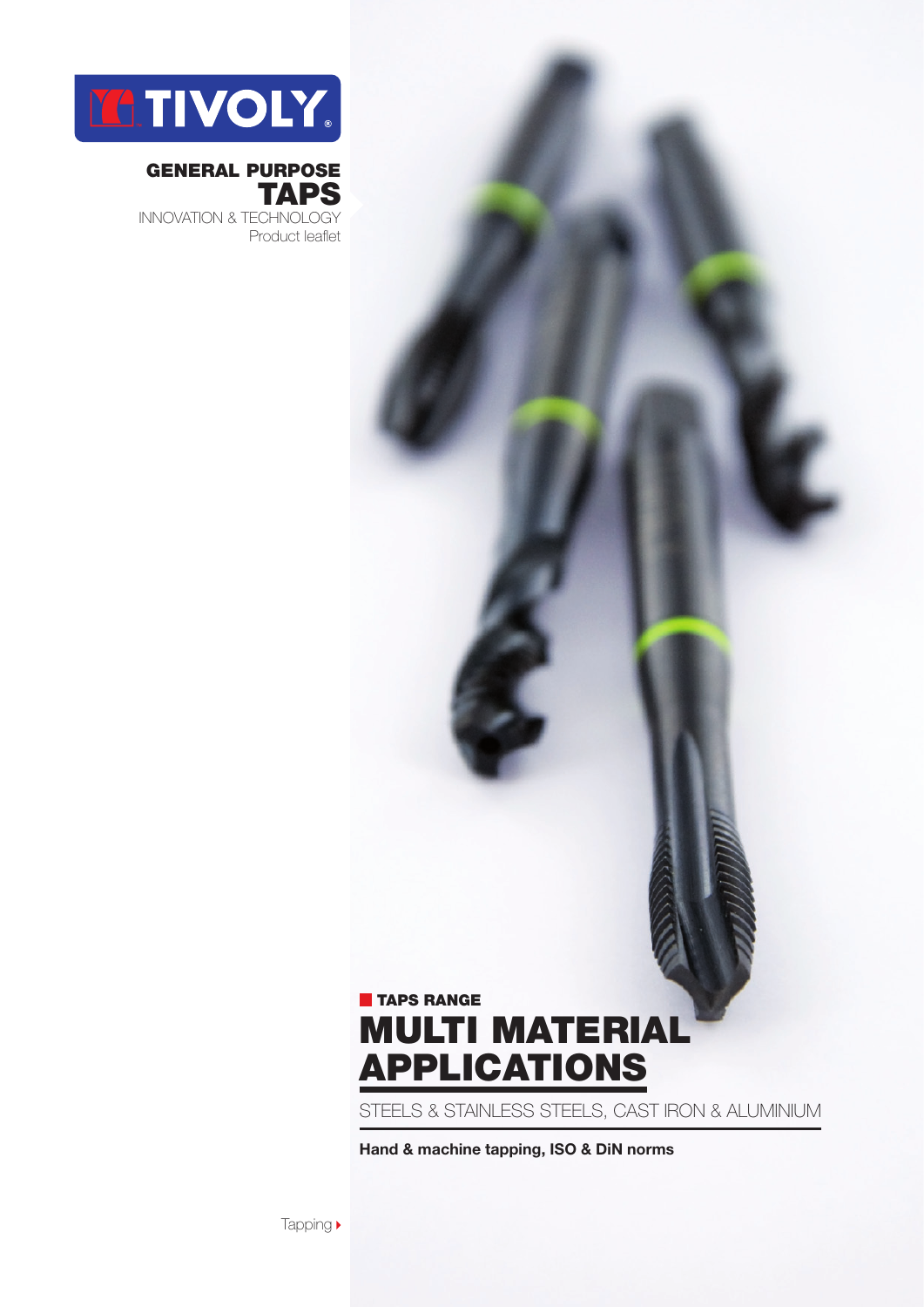TIVOLY

**GENERAL PURPOSE**
# TAPS
INNOVATION & TECHNOLOGY
Product leaflet

**TAPS RANGE**
# MULTI MATERIAL APPLICATIONS

STEELS & STAINLESS STEELS, CAST IRON & ALUMINIUM

**Hand & machine tapping, ISO & DiN norms**

Tapping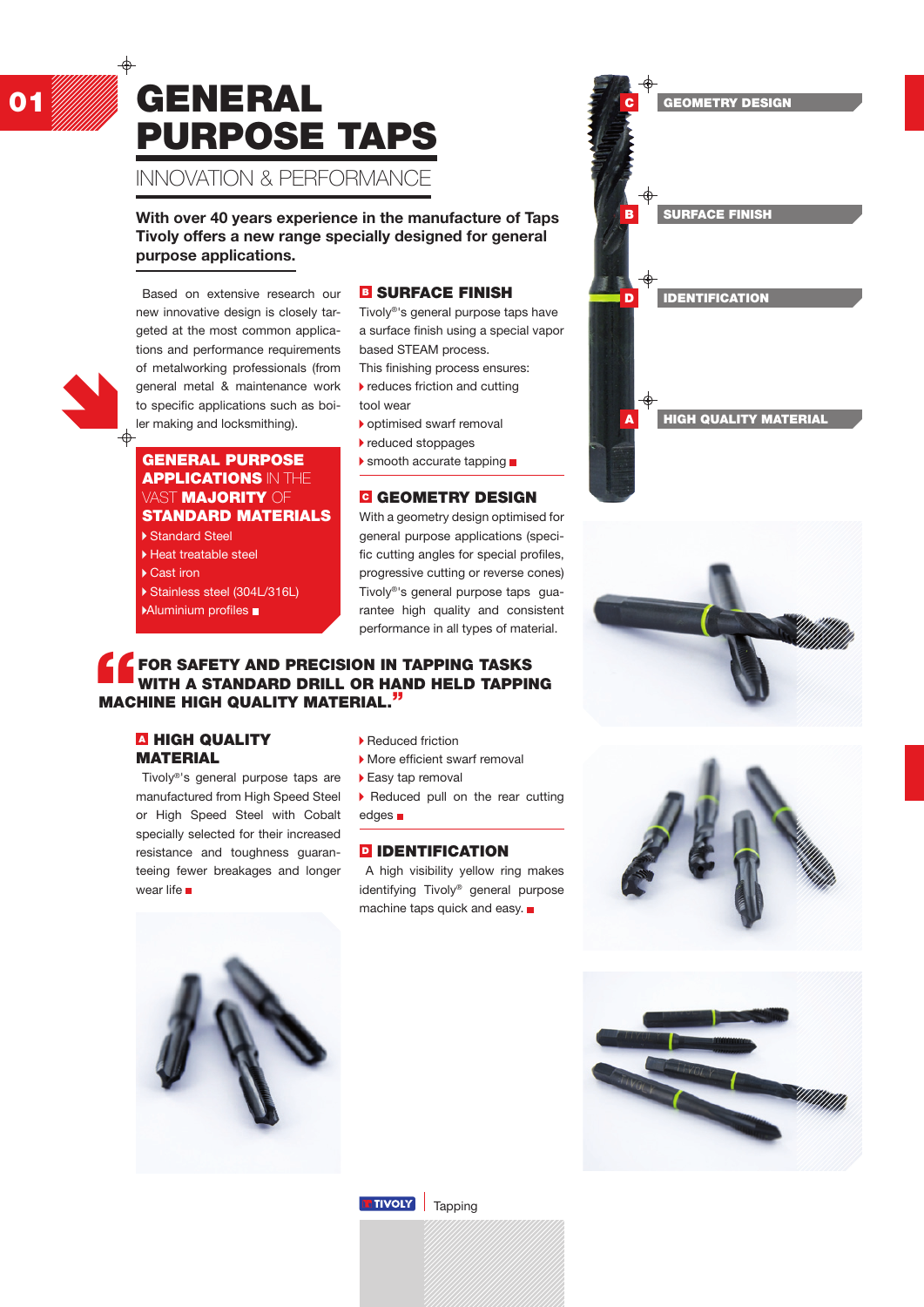# GENERAL PURPOSE TAPS

## INNOVATION & PERFORMANCE

**With over 40 years experience in the manufacture of Taps Tivoly offers a new range specially designed for general purpose applications.**

Based on extensive research our new innovative design is closely targeted at the most common applications and performance requirements of metalworking professionals (from general metal & maintenance work to specific applications such as boiler making and locksmithing).

**GENERAL PURPOSE APPLICATIONS** IN THE VAST **MAJORITY** OF **STANDARD MATERIALS**

- Standard Steel
- Heat treatable steel
- Cast iron
- Stainless steel (304L/316L)
- Aluminium profiles

### B SURFACE FINISH

Tivoly®'s general purpose taps have a surface finish using a special vapor based STEAM process.

This finishing process ensures:

- reduces friction and cutting tool wear
- optimised swarf removal
- reduced stoppages
- smooth accurate tapping

### C GEOMETRY DESIGN

With a geometry design optimised for general purpose applications (specific cutting angles for special profiles, progressive cutting or reverse cones) Tivoly®'s general purpose taps guarantee high quality and consistent performance in all types of material.

> **"FOR SAFETY AND PRECISION IN TAPPING TASKS WITH A STANDARD DRILL OR HAND HELD TAPPING MACHINE HIGH QUALITY MATERIAL."**

### A HIGH QUALITY MATERIAL

Tivoly®'s general purpose taps are manufactured from High Speed Steel or High Speed Steel with Cobalt specially selected for their increased resistance and toughness guaranteeing fewer breakages and longer wear life

- Reduced friction
- More efficient swarf removal
- Easy tap removal
- Reduced pull on the rear cutting edges

### D IDENTIFICATION

A high visibility yellow ring makes identifying Tivoly® general purpose machine taps quick and easy.

C GEOMETRY DESIGN

B SURFACE FINISH

D IDENTIFICATION

A HIGH QUALITY MATERIAL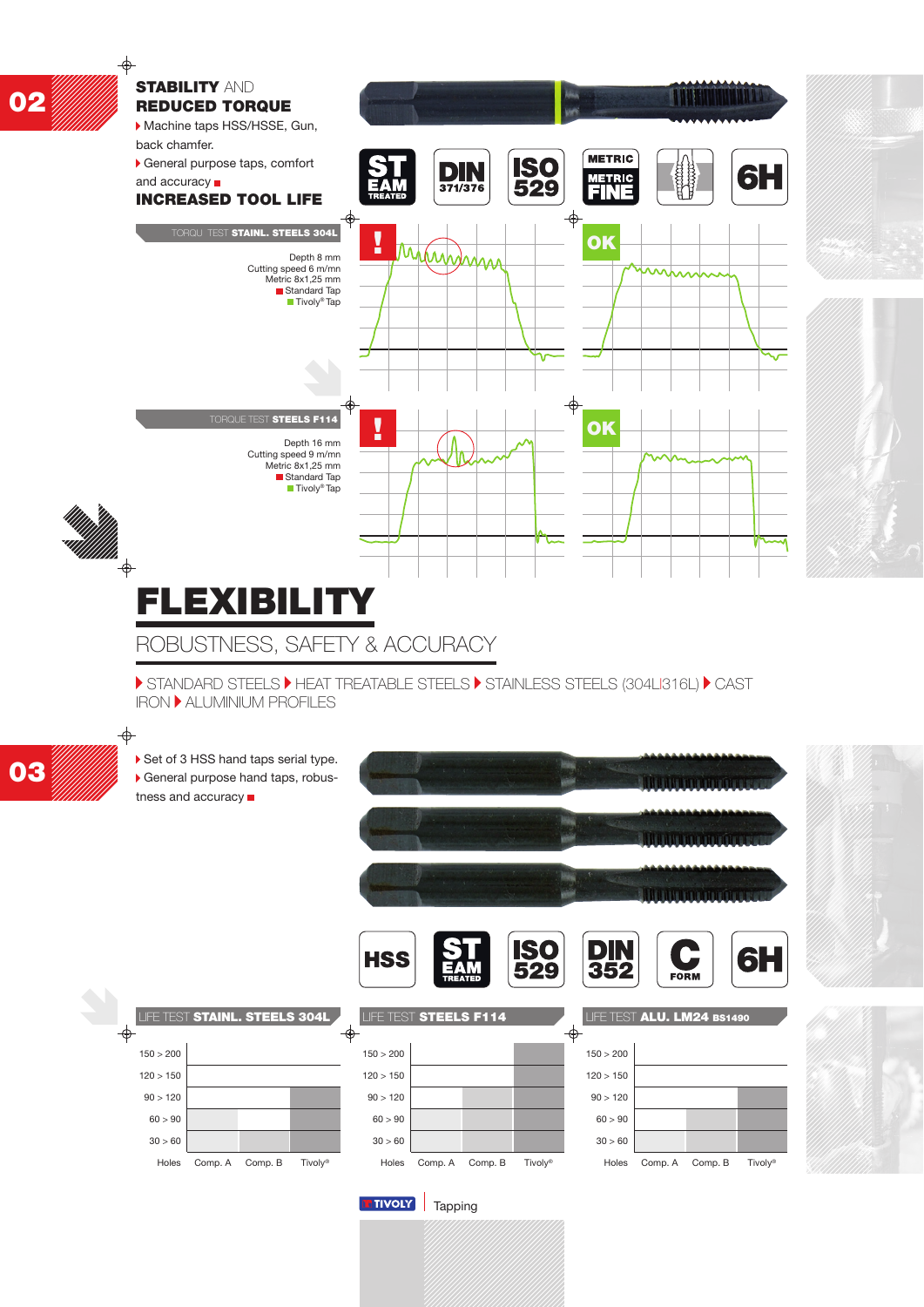## 02

### STABILITY AND REDUCED TORQUE

- Machine taps HSS/HSSE, Gun, back chamfer.
- General purpose taps, comfort and accuracy

### INCREASED TOOL LIFE

ST EAM TREATED | DIN 371/376 | ISO 529 | METRIC METRIC FINE | 6H

**TORQU TEST STAINL. STEELS 304L**

Depth 8 mm
Cutting speed 6 m/mn
Metric 8x1,25 mm
Standard Tap
Tivoly® Tap

! | OK

**TORQUE TEST STEELS F114**

Depth 16 mm
Cutting speed 9 m/mn
Metric 8x1,25 mm
Standard Tap
Tivoly® Tap

! | OK

# FLEXIBILITY

## ROBUSTNESS, SAFETY & ACCURACY

STANDARD STEELS ▸ HEAT TREATABLE STEELS ▸ STAINLESS STEELS (304LI316L) ▸ CAST IRON ▸ ALUMINIUM PROFILES

## 03

- Set of 3 HSS hand taps serial type.
- General purpose hand taps, robustness and accuracy

HSS | ST EAM TREATED | ISO 529 | DIN 352 | C FORM | 6H

**LIFE TEST STAINL. STEELS 304L**

| Holes | Comp. A | Comp. B | Tivoly® |
|---|---|---|---|
| 150 > 200 | | | |
| 120 > 150 | | | |
| 90 > 120 | | | ■ |
| 60 > 90 | ■ | | ■ |
| 30 > 60 | ■ | ■ | ■ |

**LIFE TEST STEELS F114**

| Holes | Comp. A | Comp. B | Tivoly® |
|---|---|---|---|
| 150 > 200 | | | ■ |
| 120 > 150 | | | ■ |
| 90 > 120 | | ■ | ■ |
| 60 > 90 | ■ | ■ | ■ |
| 30 > 60 | ■ | ■ | ■ |

**LIFE TEST ALU. LM24 BS1490**

| Holes | Comp. A | Comp. B | Tivoly® |
|---|---|---|---|
| 150 > 200 | | | |
| 120 > 150 | | | |
| 90 > 120 | | | ■ |
| 60 > 90 | | ■ | ■ |
| 30 > 60 | ■ | ■ | ■ |

TIVOLY | Tapping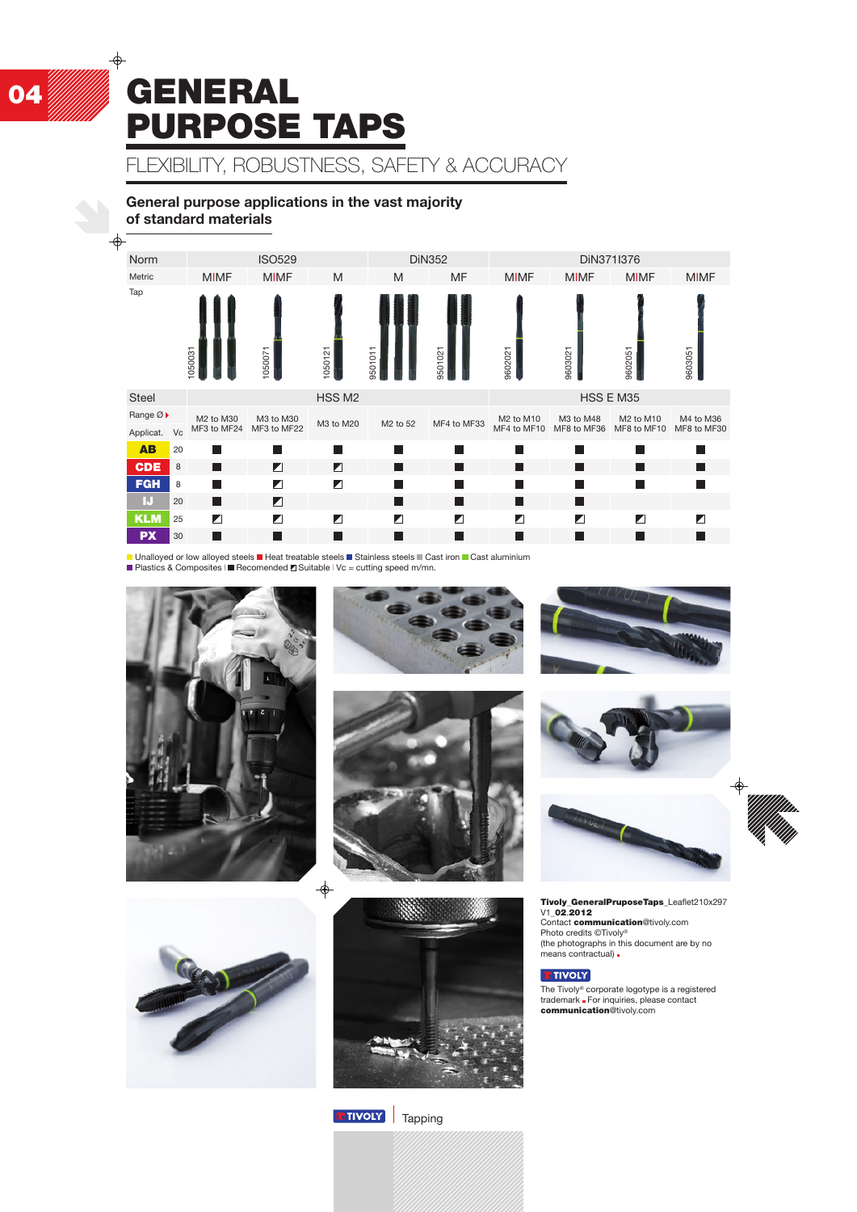04

# GENERAL PURPOSE TAPS

## FLEXIBILITY, ROBUSTNESS, SAFETY & ACCURACY

**General purpose applications in the vast majority of standard materials**

| Norm | | ISO529 | | | DiN352 | | DiN371I376 | | | |
|---|---|---|---|---|---|---|---|---|---|---|
| Metric | | MIMF | MIMF | M | M | MF | MIMF | MIMF | MIMF | MIMF |
| Tap | | 1050031 | 1050071 | 1050121 | 9501011 | 9501021 | 9602021 | 9603021 | 9602051 | 9603051 |
| Steel | | HSS M2 | | | | | HSS E M35 | | | |
| Range Ø | | M2 to M30 MF3 to MF24 | M3 to M30 MF3 to MF22 | M3 to M20 | M2 to 52 | MF4 to MF33 | M2 to M10 MF4 to MF10 | M3 to M48 MF8 to MF36 | M2 to M10 MF4 to MF10 | M4 to M36 MF8 to MF30 |
| Applicat. | Vc | | | | | | | | | |
| AB | 20 | ■ | ■ | ■ | ■ | ■ | ■ | ■ | ■ | ■ |
| CDE | 8 | ■ | ◩ | ◩ | ■ | ■ | ■ | ■ | ■ | ■ |
| FGH | 8 | ■ | ◩ | ◩ | ■ | ■ | ■ | ■ | ■ | ■ |
| IJ | 20 | ■ | ◩ | | ■ | ■ | ■ | ■ | | |
| KLM | 25 | ◩ | ◩ | ◩ | ◩ | ◩ | ◩ | ◩ | ◩ | ◩ |
| PX | 30 | ■ | ■ | ■ | ■ | ■ | ■ | ■ | ■ | ■ |

Unalloyed or low alloyed steels | Heat treatable steels | Stainless steels | Cast iron | Cast aluminium
Plastics & Composites | ■ Recomended ◩ Suitable | Vc = cutting speed m/mn.

**Tivoly_GeneralPruposeTaps**_Leaflet210x297
V1_**02.2012**
Contact **communication**@tivoly.com
Photo credits ©Tivoly®
(the photographs in this document are by no means contractual)

TIVOLY

The Tivoly® corporate logotype is a registered trademark. For inquiries, please contact **communication**@tivoly.com

TIVOLY | Tapping